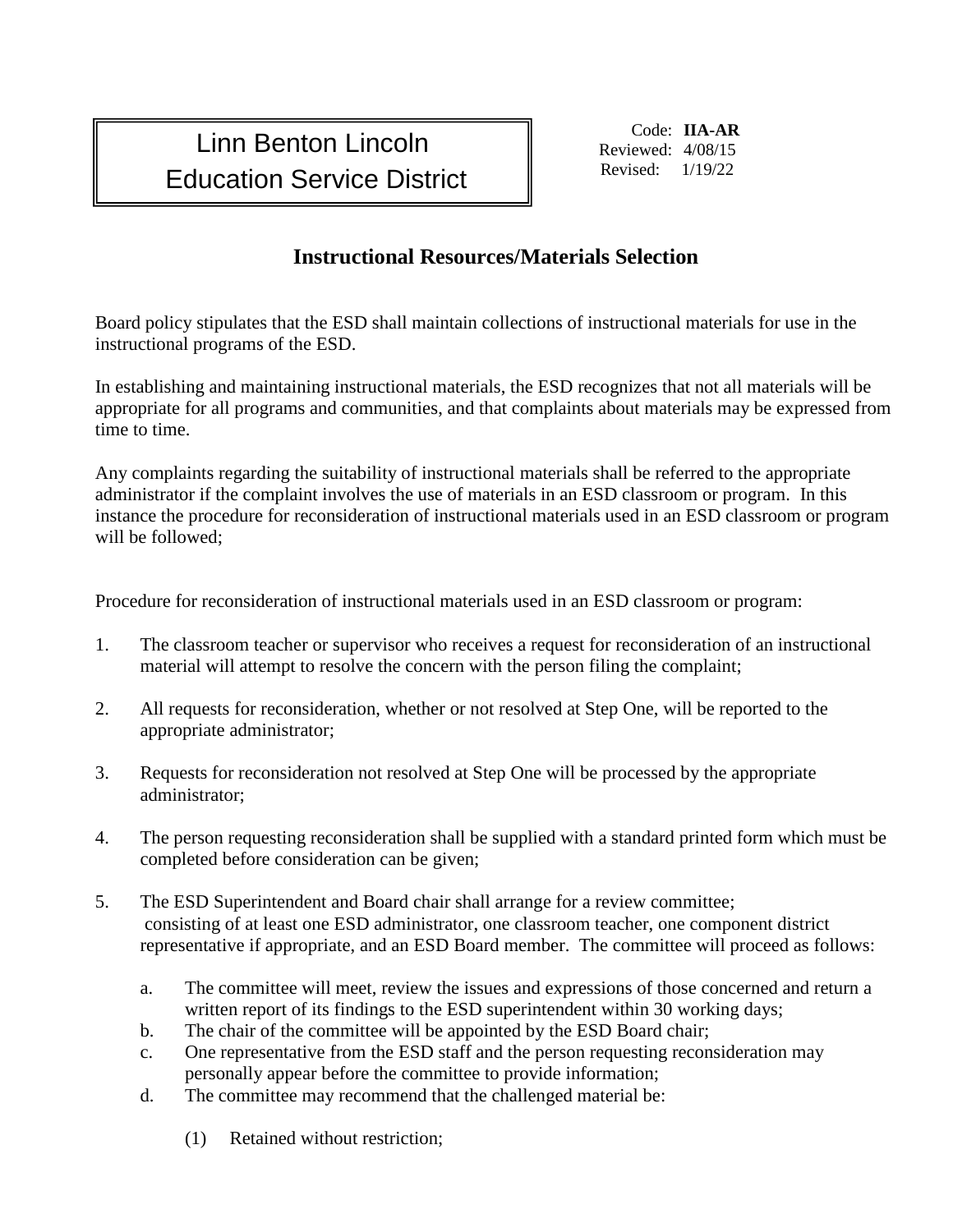Linn Benton Lincoln
Education Service District

Code: **IIA-AR**
Reviewed: 4/08/15
Revised: 1/19/22

## Instructional Resources/Materials Selection

Board policy stipulates that the ESD shall maintain collections of instructional materials for use in the instructional programs of the ESD.

In establishing and maintaining instructional materials, the ESD recognizes that not all materials will be appropriate for all programs and communities, and that complaints about materials may be expressed from time to time.

Any complaints regarding the suitability of instructional materials shall be referred to the appropriate administrator if the complaint involves the use of materials in an ESD classroom or program. In this instance the procedure for reconsideration of instructional materials used in an ESD classroom or program will be followed;

Procedure for reconsideration of instructional materials used in an ESD classroom or program:

1. The classroom teacher or supervisor who receives a request for reconsideration of an instructional material will attempt to resolve the concern with the person filing the complaint;

2. All requests for reconsideration, whether or not resolved at Step One, will be reported to the appropriate administrator;

3. Requests for reconsideration not resolved at Step One will be processed by the appropriate administrator;

4. The person requesting reconsideration shall be supplied with a standard printed form which must be completed before consideration can be given;

5. The ESD Superintendent and Board chair shall arrange for a review committee; consisting of at least one ESD administrator, one classroom teacher, one component district representative if appropriate, and an ESD Board member. The committee will proceed as follows:

   a. The committee will meet, review the issues and expressions of those concerned and return a written report of its findings to the ESD superintendent within 30 working days;
   b. The chair of the committee will be appointed by the ESD Board chair;
   c. One representative from the ESD staff and the person requesting reconsideration may personally appear before the committee to provide information;
   d. The committee may recommend that the challenged material be:

      (1) Retained without restriction;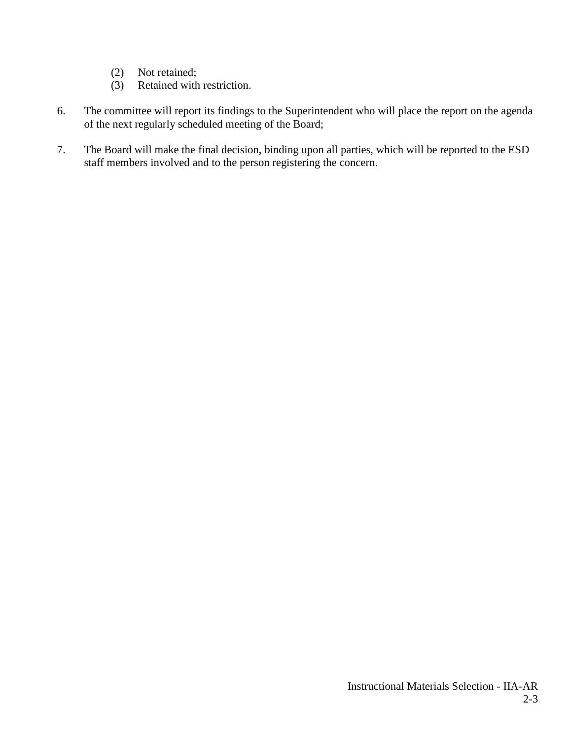(2) Not retained;
   (3) Retained with restriction.

6. The committee will report its findings to the Superintendent who will place the report on the agenda of the next regularly scheduled meeting of the Board;

7. The Board will make the final decision, binding upon all parties, which will be reported to the ESD staff members involved and to the person registering the concern.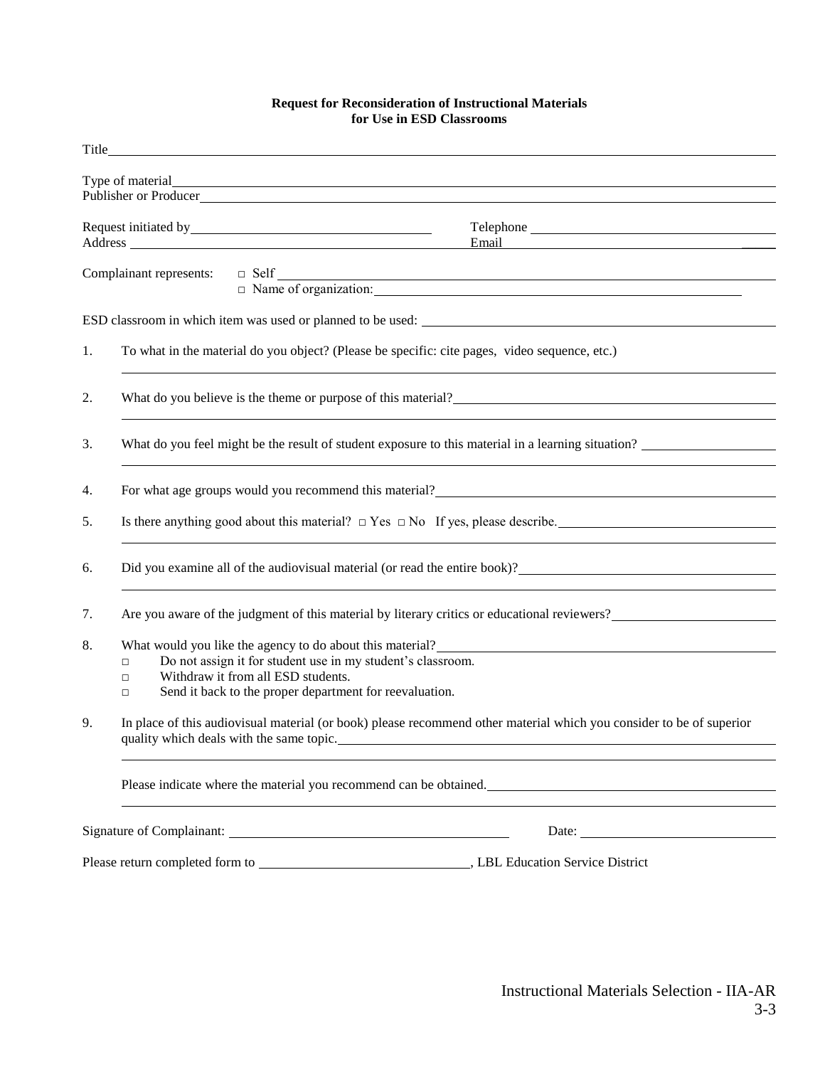**Request for Reconsideration of Instructional Materials for Use in ESD Classrooms**

Title ______________________________________________

Type of material ______________________________________________

Publisher or Producer ______________________________________________

Request initiated by ______________________ Telephone ______________________

Address ______________________ Email ______________________

Complainant represents: □ Self ______________________

□ Name of organization: ______________________

ESD classroom in which item was used or planned to be used: ______________________

1. To what in the material do you object? (Please be specific: cite pages, video sequence, etc.)

   ______________________________________________

2. What do you believe is the theme or purpose of this material? ______________________

   ______________________________________________

3. What do you feel might be the result of student exposure to this material in a learning situation? ______________________

   ______________________________________________

4. For what age groups would you recommend this material? ______________________

5. Is there anything good about this material? □ Yes □ No If yes, please describe. ______________________

   ______________________________________________

6. Did you examine all of the audiovisual material (or read the entire book)? ______________________

   ______________________________________________

7. Are you aware of the judgment of this material by literary critics or educational reviewers? ______________________

8. What would you like the agency to do about this material? ______________________
   - □ Do not assign it for student use in my student's classroom.
   - □ Withdraw it from all ESD students.
   - □ Send it back to the proper department for reevaluation.

9. In place of this audiovisual material (or book) please recommend other material which you consider to be of superior quality which deals with the same topic. ______________________

   ______________________________________________

   Please indicate where the material you recommend can be obtained. ______________________

   ______________________________________________

Signature of Complainant: ______________________ Date: ______________________

Please return completed form to ______________________, LBL Education Service District

Instructional Materials Selection - IIA-AR